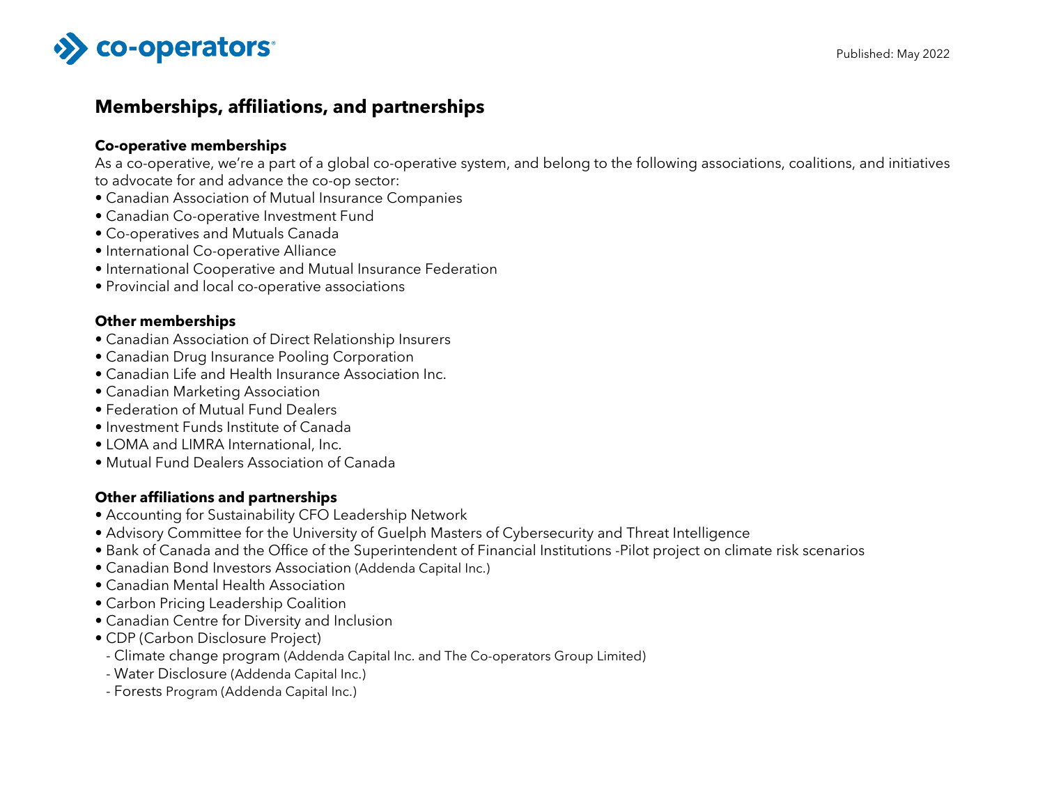co-operators

Published: May 2022

# Memberships, affiliations, and partnerships

### Co-operative memberships

As a co-operative, we're a part of a global co-operative system, and belong to the following associations, coalitions, and initiatives to advocate for and advance the co-op sector:

- Canadian Association of Mutual Insurance Companies
- Canadian Co-operative Investment Fund
- Co-operatives and Mutuals Canada
- International Co-operative Alliance
- International Cooperative and Mutual Insurance Federation
- Provincial and local co-operative associations

### Other memberships

- Canadian Association of Direct Relationship Insurers
- Canadian Drug Insurance Pooling Corporation
- Canadian Life and Health Insurance Association Inc.
- Canadian Marketing Association
- Federation of Mutual Fund Dealers
- Investment Funds Institute of Canada
- LOMA and LIMRA International, Inc.
- Mutual Fund Dealers Association of Canada

### Other affiliations and partnerships

- Accounting for Sustainability CFO Leadership Network
- Advisory Committee for the University of Guelph Masters of Cybersecurity and Threat Intelligence
- Bank of Canada and the Office of the Superintendent of Financial Institutions -Pilot project on climate risk scenarios
- Canadian Bond Investors Association (Addenda Capital Inc.)
- Canadian Mental Health Association
- Carbon Pricing Leadership Coalition
- Canadian Centre for Diversity and Inclusion
- CDP (Carbon Disclosure Project)
  - Climate change program (Addenda Capital Inc. and The Co-operators Group Limited)
  - Water Disclosure (Addenda Capital Inc.)
  - Forests Program (Addenda Capital Inc.)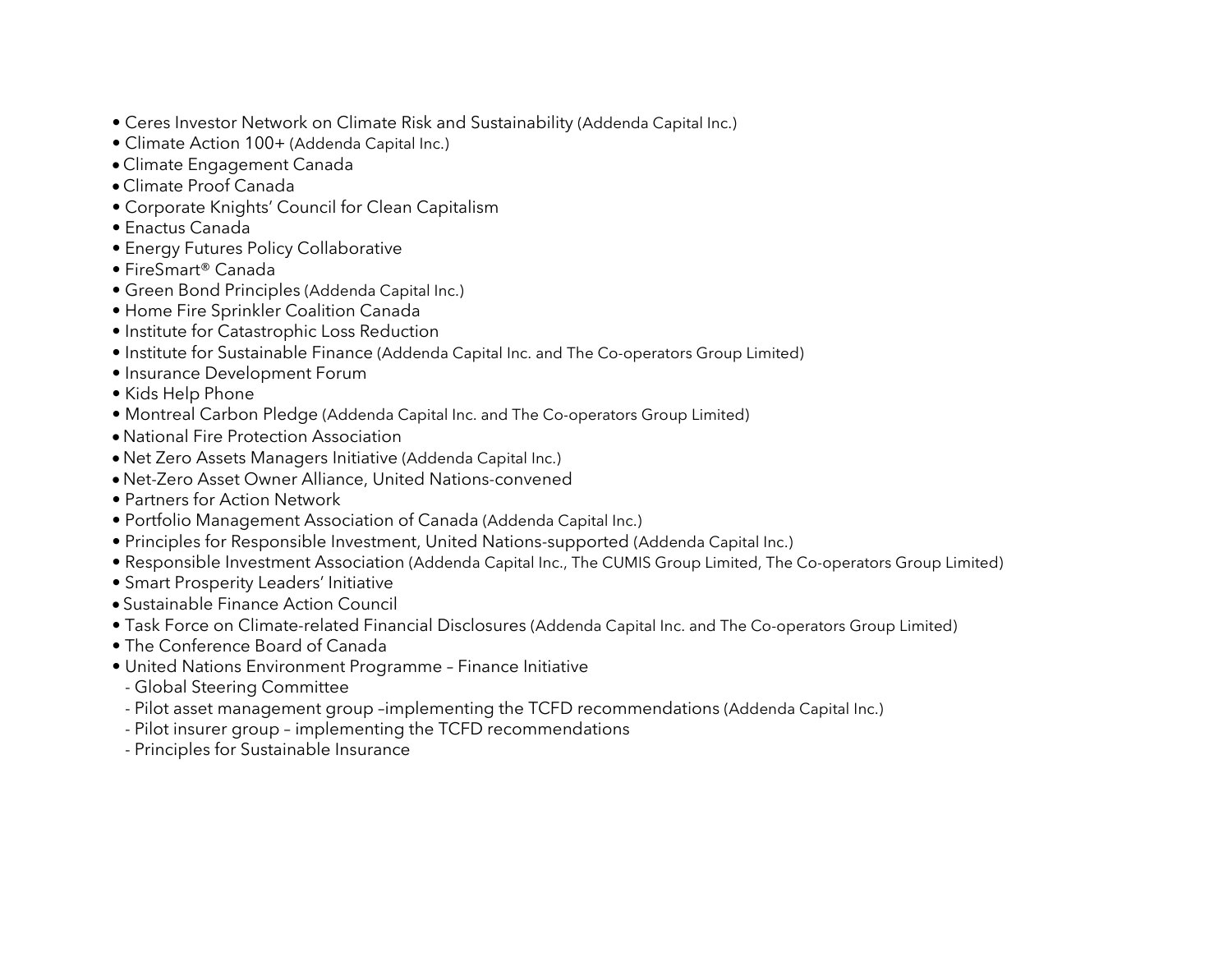- Ceres Investor Network on Climate Risk and Sustainability (Addenda Capital Inc.)
- Climate Action 100+ (Addenda Capital Inc.)
- Climate Engagement Canada
- Climate Proof Canada
- Corporate Knights' Council for Clean Capitalism
- Enactus Canada
- Energy Futures Policy Collaborative
- FireSmart® Canada
- Green Bond Principles (Addenda Capital Inc.)
- Home Fire Sprinkler Coalition Canada
- Institute for Catastrophic Loss Reduction
- Institute for Sustainable Finance (Addenda Capital Inc. and The Co-operators Group Limited)
- Insurance Development Forum
- Kids Help Phone
- Montreal Carbon Pledge (Addenda Capital Inc. and The Co-operators Group Limited)
- National Fire Protection Association
- Net Zero Assets Managers Initiative (Addenda Capital Inc.)
- Net-Zero Asset Owner Alliance, United Nations-convened
- Partners for Action Network
- Portfolio Management Association of Canada (Addenda Capital Inc.)
- Principles for Responsible Investment, United Nations-supported (Addenda Capital Inc.)
- Responsible Investment Association (Addenda Capital Inc., The CUMIS Group Limited, The Co-operators Group Limited)
- Smart Prosperity Leaders' Initiative
- Sustainable Finance Action Council
- Task Force on Climate-related Financial Disclosures (Addenda Capital Inc. and The Co-operators Group Limited)
- The Conference Board of Canada
- United Nations Environment Programme – Finance Initiative
  - Global Steering Committee
  - Pilot asset management group –implementing the TCFD recommendations (Addenda Capital Inc.)
  - Pilot insurer group – implementing the TCFD recommendations
  - Principles for Sustainable Insurance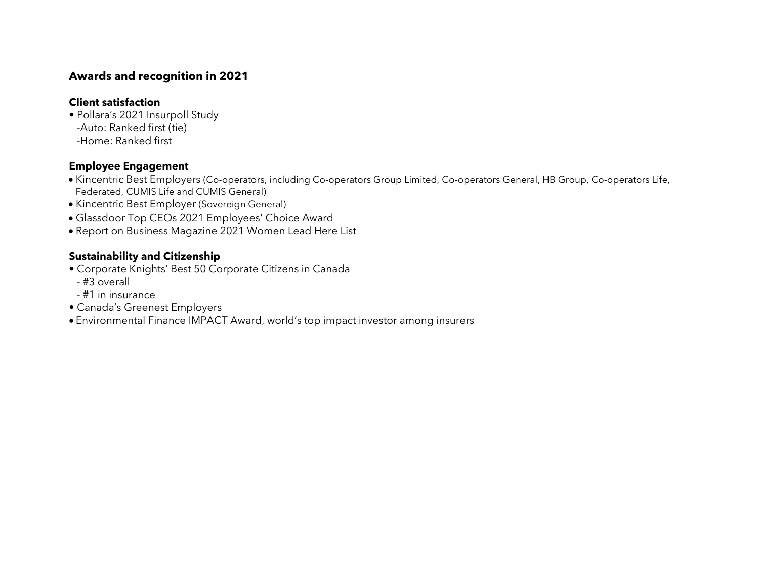## Awards and recognition in 2021

### Client satisfaction

- Pollara's 2021 Insurpoll Study
  - Auto: Ranked first (tie)
  - Home: Ranked first

### Employee Engagement

- Kincentric Best Employers (Co-operators, including Co-operators Group Limited, Co-operators General, HB Group, Co-operators Life, Federated, CUMIS Life and CUMIS General)
- Kincentric Best Employer (Sovereign General)
- Glassdoor Top CEOs 2021 Employees' Choice Award
- Report on Business Magazine 2021 Women Lead Here List

### Sustainability and Citizenship

- Corporate Knights' Best 50 Corporate Citizens in Canada
  - #3 overall
  - #1 in insurance
- Canada's Greenest Employers
- Environmental Finance IMPACT Award, world's top impact investor among insurers